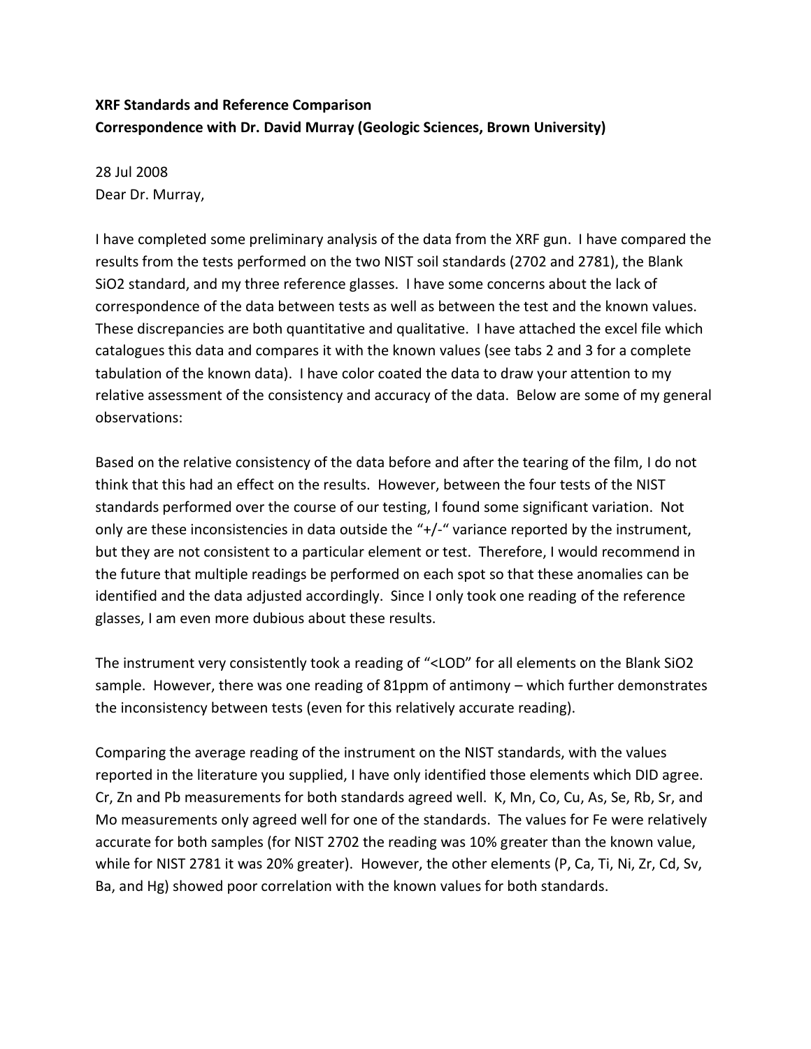**XRF Standards and Reference Comparison**
**Correspondence with Dr. David Murray (Geologic Sciences, Brown University)**

28 Jul 2008
Dear Dr. Murray,

I have completed some preliminary analysis of the data from the XRF gun. I have compared the results from the tests performed on the two NIST soil standards (2702 and 2781), the Blank SiO2 standard, and my three reference glasses. I have some concerns about the lack of correspondence of the data between tests as well as between the test and the known values. These discrepancies are both quantitative and qualitative. I have attached the excel file which catalogues this data and compares it with the known values (see tabs 2 and 3 for a complete tabulation of the known data). I have color coated the data to draw your attention to my relative assessment of the consistency and accuracy of the data. Below are some of my general observations:

Based on the relative consistency of the data before and after the tearing of the film, I do not think that this had an effect on the results. However, between the four tests of the NIST standards performed over the course of our testing, I found some significant variation. Not only are these inconsistencies in data outside the "+/-" variance reported by the instrument, but they are not consistent to a particular element or test. Therefore, I would recommend in the future that multiple readings be performed on each spot so that these anomalies can be identified and the data adjusted accordingly. Since I only took one reading of the reference glasses, I am even more dubious about these results.

The instrument very consistently took a reading of "<LOD" for all elements on the Blank SiO2 sample. However, there was one reading of 81ppm of antimony – which further demonstrates the inconsistency between tests (even for this relatively accurate reading).

Comparing the average reading of the instrument on the NIST standards, with the values reported in the literature you supplied, I have only identified those elements which DID agree. Cr, Zn and Pb measurements for both standards agreed well. K, Mn, Co, Cu, As, Se, Rb, Sr, and Mo measurements only agreed well for one of the standards. The values for Fe were relatively accurate for both samples (for NIST 2702 the reading was 10% greater than the known value, while for NIST 2781 it was 20% greater). However, the other elements (P, Ca, Ti, Ni, Zr, Cd, Sv, Ba, and Hg) showed poor correlation with the known values for both standards.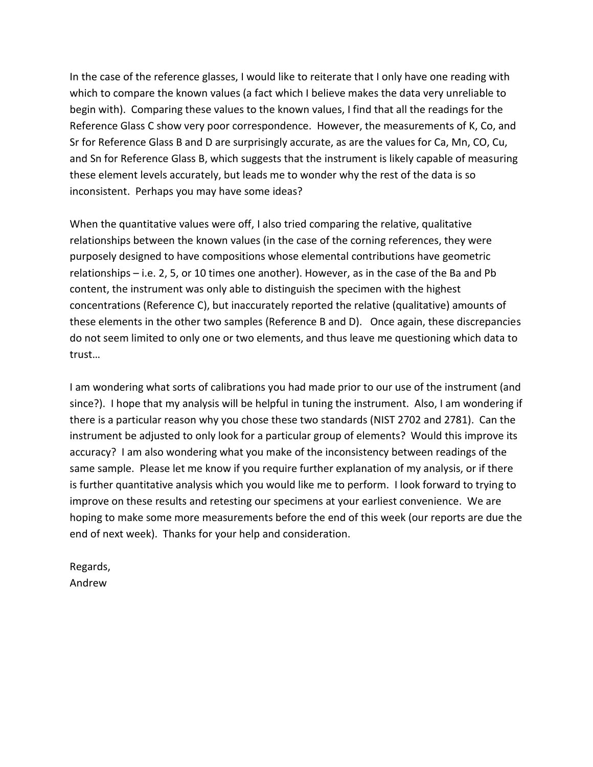In the case of the reference glasses, I would like to reiterate that I only have one reading with which to compare the known values (a fact which I believe makes the data very unreliable to begin with). Comparing these values to the known values, I find that all the readings for the Reference Glass C show very poor correspondence. However, the measurements of K, Co, and Sr for Reference Glass B and D are surprisingly accurate, as are the values for Ca, Mn, CO, Cu, and Sn for Reference Glass B, which suggests that the instrument is likely capable of measuring these element levels accurately, but leads me to wonder why the rest of the data is so inconsistent. Perhaps you may have some ideas?

When the quantitative values were off, I also tried comparing the relative, qualitative relationships between the known values (in the case of the corning references, they were purposely designed to have compositions whose elemental contributions have geometric relationships – i.e. 2, 5, or 10 times one another). However, as in the case of the Ba and Pb content, the instrument was only able to distinguish the specimen with the highest concentrations (Reference C), but inaccurately reported the relative (qualitative) amounts of these elements in the other two samples (Reference B and D). Once again, these discrepancies do not seem limited to only one or two elements, and thus leave me questioning which data to trust…

I am wondering what sorts of calibrations you had made prior to our use of the instrument (and since?). I hope that my analysis will be helpful in tuning the instrument. Also, I am wondering if there is a particular reason why you chose these two standards (NIST 2702 and 2781). Can the instrument be adjusted to only look for a particular group of elements? Would this improve its accuracy? I am also wondering what you make of the inconsistency between readings of the same sample. Please let me know if you require further explanation of my analysis, or if there is further quantitative analysis which you would like me to perform. I look forward to trying to improve on these results and retesting our specimens at your earliest convenience. We are hoping to make some more measurements before the end of this week (our reports are due the end of next week). Thanks for your help and consideration.

Regards,
Andrew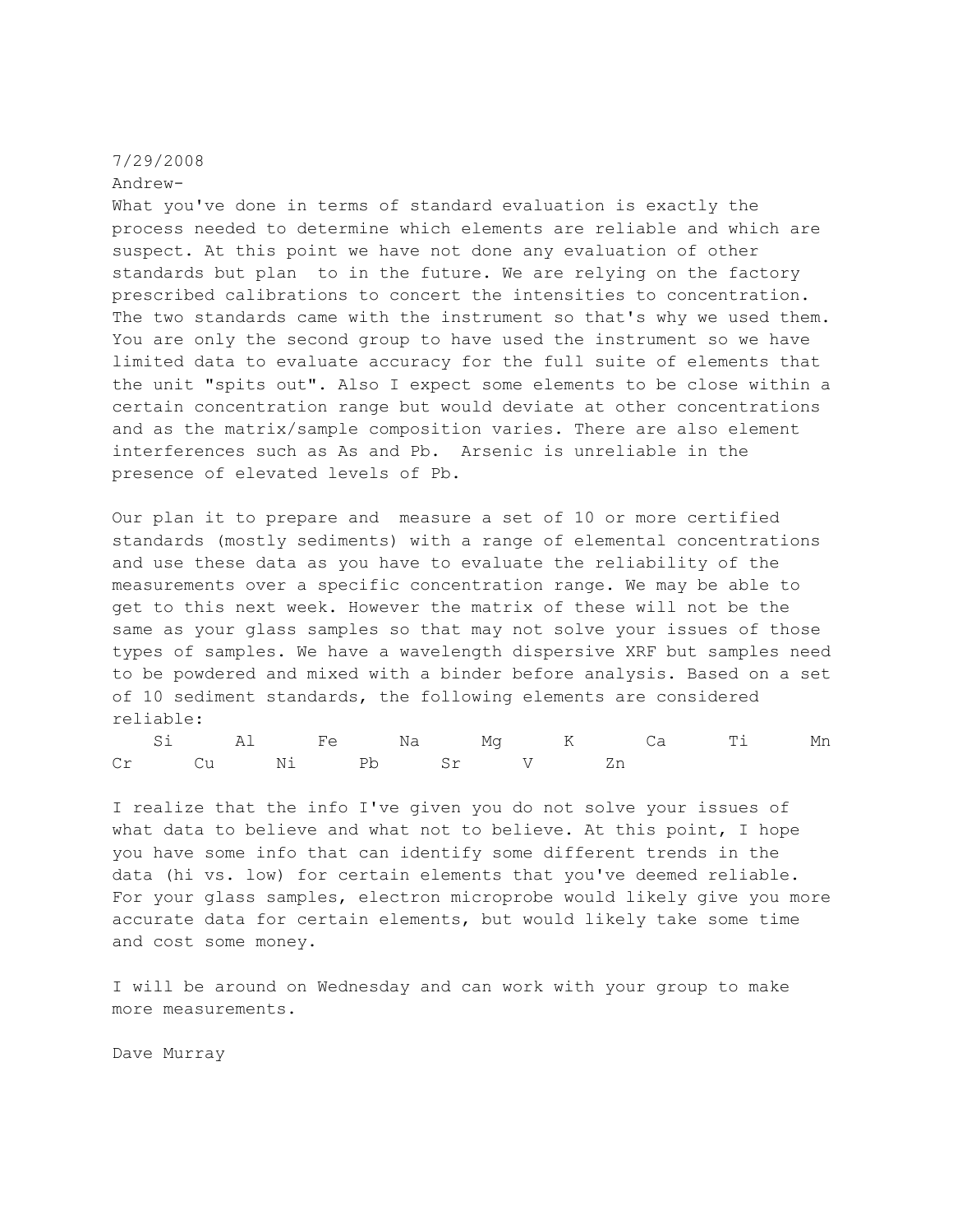7/29/2008

Andrew-

What you've done in terms of standard evaluation is exactly the process needed to determine which elements are reliable and which are suspect. At this point we have not done any evaluation of other standards but plan to in the future. We are relying on the factory prescribed calibrations to concert the intensities to concentration. The two standards came with the instrument so that's why we used them. You are only the second group to have used the instrument so we have limited data to evaluate accuracy for the full suite of elements that the unit "spits out". Also I expect some elements to be close within a certain concentration range but would deviate at other concentrations and as the matrix/sample composition varies. There are also element interferences such as As and Pb. Arsenic is unreliable in the presence of elevated levels of Pb.

Our plan it to prepare and measure a set of 10 or more certified standards (mostly sediments) with a range of elemental concentrations and use these data as you have to evaluate the reliability of the measurements over a specific concentration range. We may be able to get to this next week. However the matrix of these will not be the same as your glass samples so that may not solve your issues of those types of samples. We have a wavelength dispersive XRF but samples need to be powdered and mixed with a binder before analysis. Based on a set of 10 sediment standards, the following elements are considered reliable:

Si Al Fe Na Mg K Ca Ti Mn Cr Cu Ni Pb Sr V Zn

I realize that the info I've given you do not solve your issues of what data to believe and what not to believe. At this point, I hope you have some info that can identify some different trends in the data (hi vs. low) for certain elements that you've deemed reliable. For your glass samples, electron microprobe would likely give you more accurate data for certain elements, but would likely take some time and cost some money.

I will be around on Wednesday and can work with your group to make more measurements.

Dave Murray